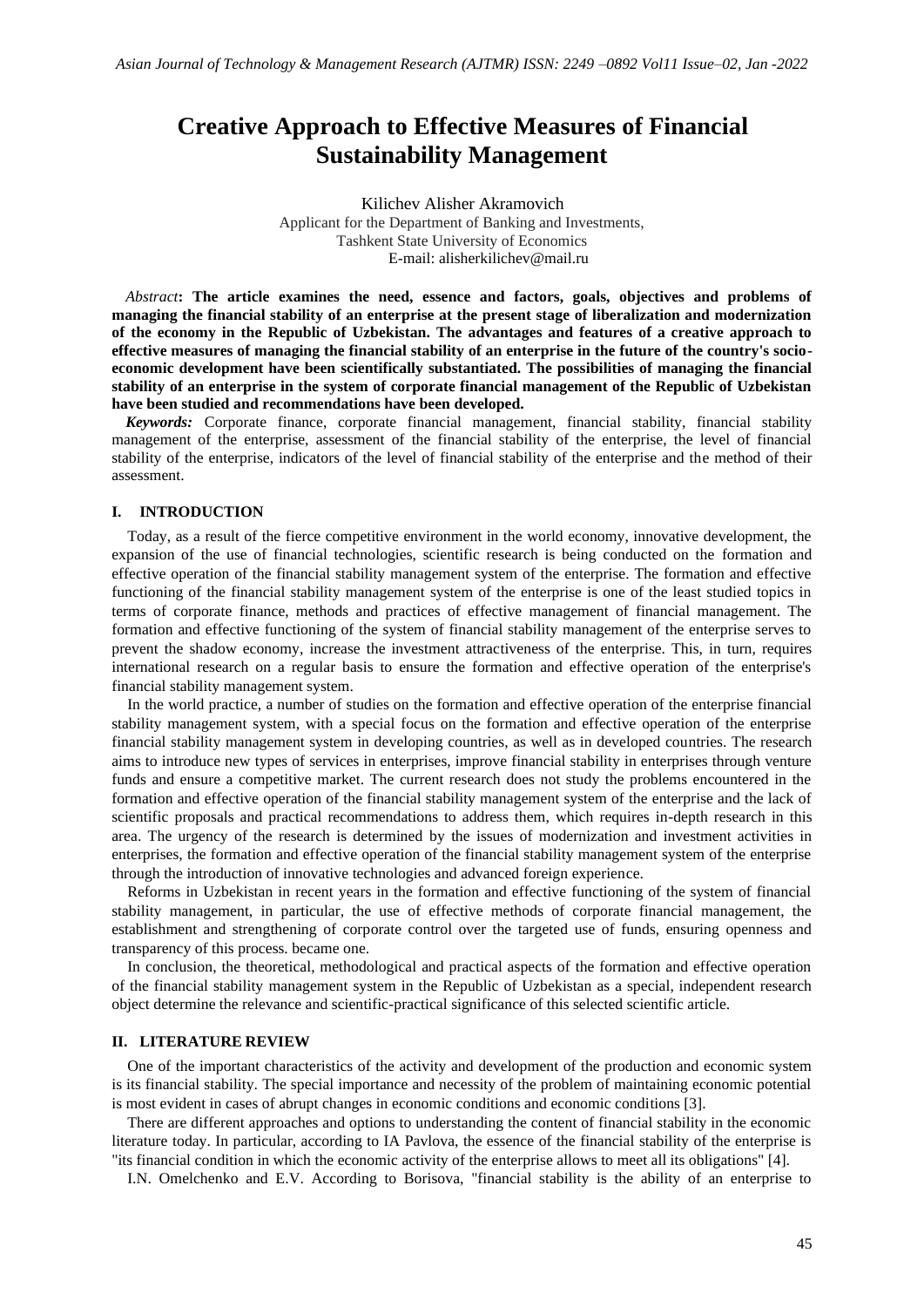# Creative Approach to Effective Measures of Financial Sustainability Management

Kilichev Alisher Akramovich
Applicant for the Department of Banking and Investments,
Tashkent State University of Economics
E-mail: alisherkilichev@mail.ru

*Abstract*: **The article examines the need, essence and factors, goals, objectives and problems of managing the financial stability of an enterprise at the present stage of liberalization and modernization of the economy in the Republic of Uzbekistan. The advantages and features of a creative approach to effective measures of managing the financial stability of an enterprise in the future of the country's socio-economic development have been scientifically substantiated. The possibilities of managing the financial stability of an enterprise in the system of corporate financial management of the Republic of Uzbekistan have been studied and recommendations have been developed.**

***Keywords:*** Corporate finance, corporate financial management, financial stability, financial stability management of the enterprise, assessment of the financial stability of the enterprise, the level of financial stability of the enterprise, indicators of the level of financial stability of the enterprise and the method of their assessment.

## I. INTRODUCTION

Today, as a result of the fierce competitive environment in the world economy, innovative development, the expansion of the use of financial technologies, scientific research is being conducted on the formation and effective operation of the financial stability management system of the enterprise. The formation and effective functioning of the financial stability management system of the enterprise is one of the least studied topics in terms of corporate finance, methods and practices of effective management of financial management. The formation and effective functioning of the system of financial stability management of the enterprise serves to prevent the shadow economy, increase the investment attractiveness of the enterprise. This, in turn, requires international research on a regular basis to ensure the formation and effective operation of the enterprise's financial stability management system.

In the world practice, a number of studies on the formation and effective operation of the enterprise financial stability management system, with a special focus on the formation and effective operation of the enterprise financial stability management system in developing countries, as well as in developed countries. The research aims to introduce new types of services in enterprises, improve financial stability in enterprises through venture funds and ensure a competitive market. The current research does not study the problems encountered in the formation and effective operation of the financial stability management system of the enterprise and the lack of scientific proposals and practical recommendations to address them, which requires in-depth research in this area. The urgency of the research is determined by the issues of modernization and investment activities in enterprises, the formation and effective operation of the financial stability management system of the enterprise through the introduction of innovative technologies and advanced foreign experience.

Reforms in Uzbekistan in recent years in the formation and effective functioning of the system of financial stability management, in particular, the use of effective methods of corporate financial management, the establishment and strengthening of corporate control over the targeted use of funds, ensuring openness and transparency of this process. became one.

In conclusion, the theoretical, methodological and practical aspects of the formation and effective operation of the financial stability management system in the Republic of Uzbekistan as a special, independent research object determine the relevance and scientific-practical significance of this selected scientific article.

## II. LITERATURE REVIEW

One of the important characteristics of the activity and development of the production and economic system is its financial stability. The special importance and necessity of the problem of maintaining economic potential is most evident in cases of abrupt changes in economic conditions and economic conditions [3].

There are different approaches and options to understanding the content of financial stability in the economic literature today. In particular, according to IA Pavlova, the essence of the financial stability of the enterprise is "its financial condition in which the economic activity of the enterprise allows to meet all its obligations" [4].

I.N. Omelchenko and E.V. According to Borisova, "financial stability is the ability of an enterprise to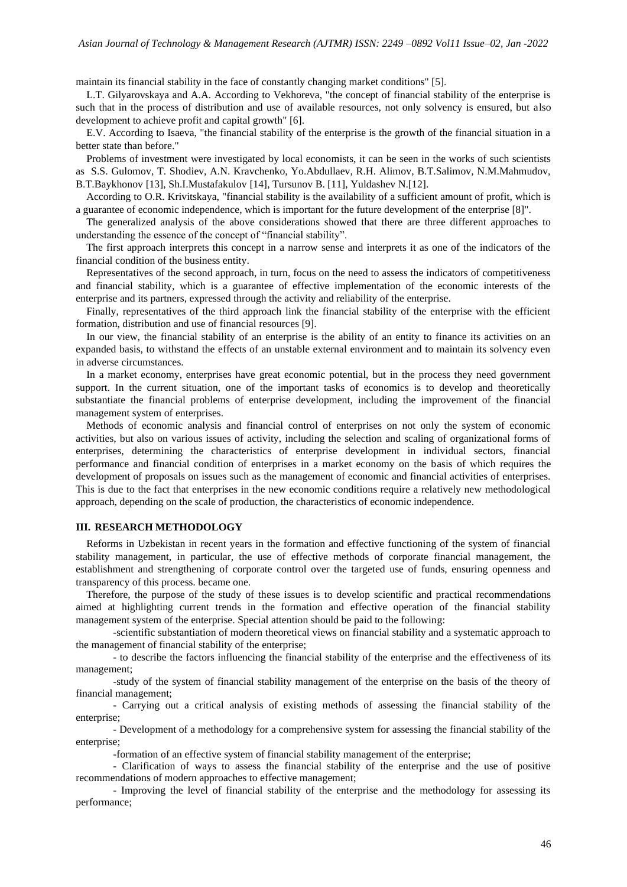maintain its financial stability in the face of constantly changing market conditions" [5].

L.T. Gilyarovskaya and A.A. According to Vekhoreva, "the concept of financial stability of the enterprise is such that in the process of distribution and use of available resources, not only solvency is ensured, but also development to achieve profit and capital growth" [6].

E.V. According to Isaeva, "the financial stability of the enterprise is the growth of the financial situation in a better state than before."

Problems of investment were investigated by local economists, it can be seen in the works of such scientists as S.S. Gulomov, T. Shodiev, A.N. Kravchenko, Yo.Abdullaev, R.H. Alimov, B.T.Salimov, N.M.Mahmudov, B.T.Baykhonov [13], Sh.I.Mustafakulov [14], Tursunov B. [11], Yuldashev N.[12].

According to O.R. Krivitskaya, "financial stability is the availability of a sufficient amount of profit, which is a guarantee of economic independence, which is important for the future development of the enterprise [8]".

The generalized analysis of the above considerations showed that there are three different approaches to understanding the essence of the concept of "financial stability".

The first approach interprets this concept in a narrow sense and interprets it as one of the indicators of the financial condition of the business entity.

Representatives of the second approach, in turn, focus on the need to assess the indicators of competitiveness and financial stability, which is a guarantee of effective implementation of the economic interests of the enterprise and its partners, expressed through the activity and reliability of the enterprise.

Finally, representatives of the third approach link the financial stability of the enterprise with the efficient formation, distribution and use of financial resources [9].

In our view, the financial stability of an enterprise is the ability of an entity to finance its activities on an expanded basis, to withstand the effects of an unstable external environment and to maintain its solvency even in adverse circumstances.

In a market economy, enterprises have great economic potential, but in the process they need government support. In the current situation, one of the important tasks of economics is to develop and theoretically substantiate the financial problems of enterprise development, including the improvement of the financial management system of enterprises.

Methods of economic analysis and financial control of enterprises on not only the system of economic activities, but also on various issues of activity, including the selection and scaling of organizational forms of enterprises, determining the characteristics of enterprise development in individual sectors, financial performance and financial condition of enterprises in a market economy on the basis of which requires the development of proposals on issues such as the management of economic and financial activities of enterprises. This is due to the fact that enterprises in the new economic conditions require a relatively new methodological approach, depending on the scale of production, the characteristics of economic independence.

## III. RESEARCH METHODOLOGY

Reforms in Uzbekistan in recent years in the formation and effective functioning of the system of financial stability management, in particular, the use of effective methods of corporate financial management, the establishment and strengthening of corporate control over the targeted use of funds, ensuring openness and transparency of this process. became one.

Therefore, the purpose of the study of these issues is to develop scientific and practical recommendations aimed at highlighting current trends in the formation and effective operation of the financial stability management system of the enterprise. Special attention should be paid to the following:

-scientific substantiation of modern theoretical views on financial stability and a systematic approach to the management of financial stability of the enterprise;

- to describe the factors influencing the financial stability of the enterprise and the effectiveness of its management;

-study of the system of financial stability management of the enterprise on the basis of the theory of financial management;

- Carrying out a critical analysis of existing methods of assessing the financial stability of the enterprise;

- Development of a methodology for a comprehensive system for assessing the financial stability of the enterprise;

-formation of an effective system of financial stability management of the enterprise;

- Clarification of ways to assess the financial stability of the enterprise and the use of positive recommendations of modern approaches to effective management;

- Improving the level of financial stability of the enterprise and the methodology for assessing its performance;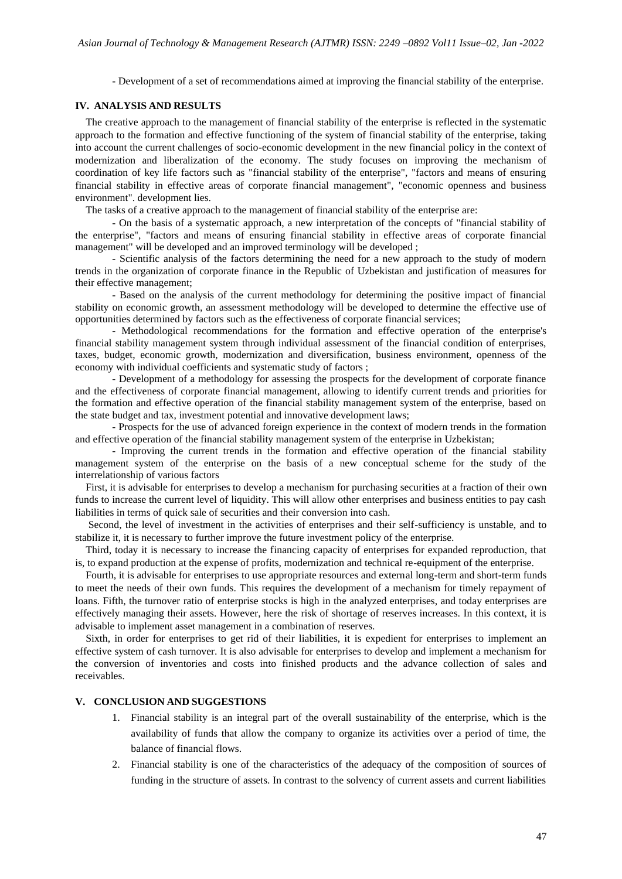- Development of a set of recommendations aimed at improving the financial stability of the enterprise.

## IV. ANALYSIS AND RESULTS

The creative approach to the management of financial stability of the enterprise is reflected in the systematic approach to the formation and effective functioning of the system of financial stability of the enterprise, taking into account the current challenges of socio-economic development in the new financial policy in the context of modernization and liberalization of the economy. The study focuses on improving the mechanism of coordination of key life factors such as "financial stability of the enterprise", "factors and means of ensuring financial stability in effective areas of corporate financial management", "economic openness and business environment". development lies.

The tasks of a creative approach to the management of financial stability of the enterprise are:

- On the basis of a systematic approach, a new interpretation of the concepts of "financial stability of the enterprise", "factors and means of ensuring financial stability in effective areas of corporate financial management" will be developed and an improved terminology will be developed ;
- Scientific analysis of the factors determining the need for a new approach to the study of modern trends in the organization of corporate finance in the Republic of Uzbekistan and justification of measures for their effective management;
- Based on the analysis of the current methodology for determining the positive impact of financial stability on economic growth, an assessment methodology will be developed to determine the effective use of opportunities determined by factors such as the effectiveness of corporate financial services;
- Methodological recommendations for the formation and effective operation of the enterprise's financial stability management system through individual assessment of the financial condition of enterprises, taxes, budget, economic growth, modernization and diversification, business environment, openness of the economy with individual coefficients and systematic study of factors ;
- Development of a methodology for assessing the prospects for the development of corporate finance and the effectiveness of corporate financial management, allowing to identify current trends and priorities for the formation and effective operation of the financial stability management system of the enterprise, based on the state budget and tax, investment potential and innovative development laws;
- Prospects for the use of advanced foreign experience in the context of modern trends in the formation and effective operation of the financial stability management system of the enterprise in Uzbekistan;
- Improving the current trends in the formation and effective operation of the financial stability management system of the enterprise on the basis of a new conceptual scheme for the study of the interrelationship of various factors

First, it is advisable for enterprises to develop a mechanism for purchasing securities at a fraction of their own funds to increase the current level of liquidity. This will allow other enterprises and business entities to pay cash liabilities in terms of quick sale of securities and their conversion into cash.

Second, the level of investment in the activities of enterprises and their self-sufficiency is unstable, and to stabilize it, it is necessary to further improve the future investment policy of the enterprise.

Third, today it is necessary to increase the financing capacity of enterprises for expanded reproduction, that is, to expand production at the expense of profits, modernization and technical re-equipment of the enterprise.

Fourth, it is advisable for enterprises to use appropriate resources and external long-term and short-term funds to meet the needs of their own funds. This requires the development of a mechanism for timely repayment of loans. Fifth, the turnover ratio of enterprise stocks is high in the analyzed enterprises, and today enterprises are effectively managing their assets. However, here the risk of shortage of reserves increases. In this context, it is advisable to implement asset management in a combination of reserves.

Sixth, in order for enterprises to get rid of their liabilities, it is expedient for enterprises to implement an effective system of cash turnover. It is also advisable for enterprises to develop and implement a mechanism for the conversion of inventories and costs into finished products and the advance collection of sales and receivables.

## V. CONCLUSION AND SUGGESTIONS

1. Financial stability is an integral part of the overall sustainability of the enterprise, which is the availability of funds that allow the company to organize its activities over a period of time, the balance of financial flows.
2. Financial stability is one of the characteristics of the adequacy of the composition of sources of funding in the structure of assets. In contrast to the solvency of current assets and current liabilities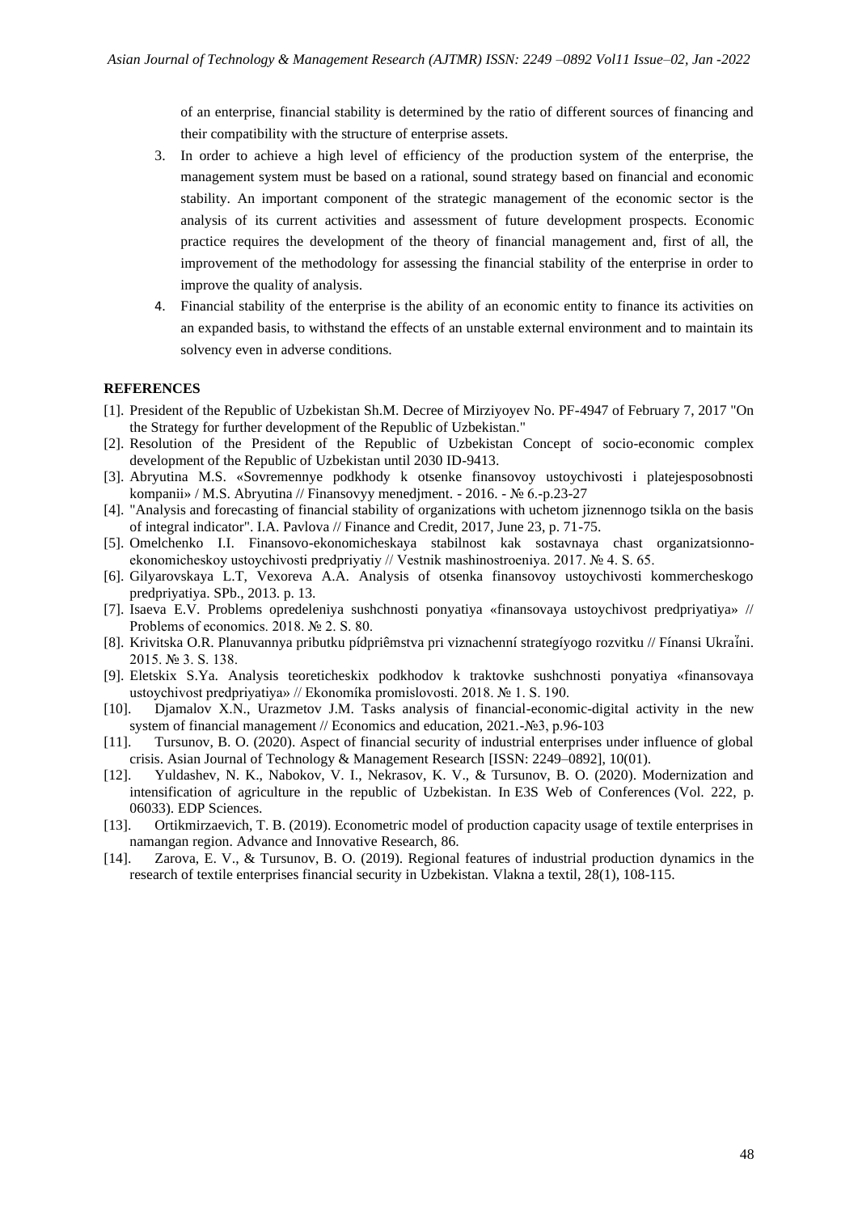of an enterprise, financial stability is determined by the ratio of different sources of financing and their compatibility with the structure of enterprise assets.

3. In order to achieve a high level of efficiency of the production system of the enterprise, the management system must be based on a rational, sound strategy based on financial and economic stability. An important component of the strategic management of the economic sector is the analysis of its current activities and assessment of future development prospects. Economic practice requires the development of the theory of financial management and, first of all, the improvement of the methodology for assessing the financial stability of the enterprise in order to improve the quality of analysis.
4. Financial stability of the enterprise is the ability of an economic entity to finance its activities on an expanded basis, to withstand the effects of an unstable external environment and to maintain its solvency even in adverse conditions.

## REFERENCES

[1]. President of the Republic of Uzbekistan Sh.M. Decree of Mirziyoyev No. PF-4947 of February 7, 2017 "On the Strategy for further development of the Republic of Uzbekistan."

[2]. Resolution of the President of the Republic of Uzbekistan Concept of socio-economic complex development of the Republic of Uzbekistan until 2030 ID-9413.

[3]. Abryutina M.S. «Sovremennye podkhody k otsenke finansovoy ustoychivosti i platejesposobnosti kompanii» / M.S. Abryutina // Finansovyy menedjment. - 2016. - № 6.-p.23-27

[4]. "Analysis and forecasting of financial stability of organizations with uchetom jiznennogo tsikla on the basis of integral indicator". I.A. Pavlova // Finance and Credit, 2017, June 23, p. 71-75.

[5]. Omelchenko I.I. Finansovo-ekonomicheskaya stabilnost kak sostavnaya chast organizatsionno-ekonomicheskoy ustoychivosti predpriyatiy // Vestnik mashinostroeniya. 2017. № 4. S. 65.

[6]. Gilyarovskaya L.T, Vexoreva A.A. Analysis of otsenka finansovoy ustoychivosti kommercheskogo predpriyatiya. SPb., 2013. p. 13.

[7]. Isaeva E.V. Problems opredeleniya sushchnosti ponyatiya «finansovaya ustoychivost predpriyatiya» // Problems of economics. 2018. № 2. S. 80.

[8]. Krivitska O.R. Planuvannya pributku pídpriêmstva pri viznachenní strategíyogo rozvitku // Fínansi Ukraїni. 2015. № 3. S. 138.

[9]. Eletskix S.Ya. Analysis teoreticheskix podkhodov k traktovke sushchnosti ponyatiya «finansovaya ustoychivost predpriyatiya» // Ekonomíka promislovosti. 2018. № 1. S. 190.

[10]. Djamalov X.N., Urazmetov J.M. Tasks analysis of financial-economic-digital activity in the new system of financial management // Economics and education, 2021.-№3, p.96-103

[11]. Tursunov, B. O. (2020). Aspect of financial security of industrial enterprises under influence of global crisis. Asian Journal of Technology & Management Research [ISSN: 2249–0892], 10(01).

[12]. Yuldashev, N. K., Nabokov, V. I., Nekrasov, K. V., & Tursunov, B. O. (2020). Modernization and intensification of agriculture in the republic of Uzbekistan. In E3S Web of Conferences (Vol. 222, p. 06033). EDP Sciences.

[13]. Ortikmirzaevich, T. B. (2019). Econometric model of production capacity usage of textile enterprises in namangan region. Advance and Innovative Research, 86.

[14]. Zarova, E. V., & Tursunov, B. O. (2019). Regional features of industrial production dynamics in the research of textile enterprises financial security in Uzbekistan. Vlakna a textil, 28(1), 108-115.